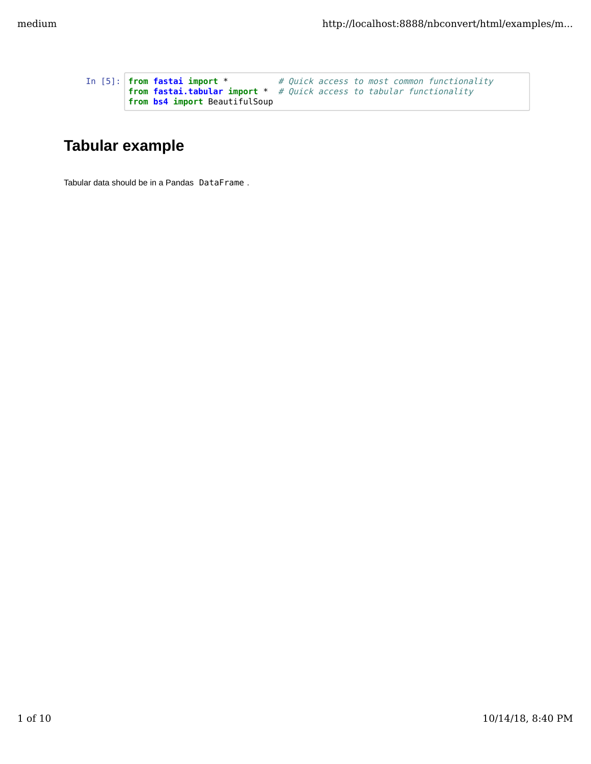```python
from fastai import *          # Quick access to most common functionality
from fastai.tabular import *  # Quick access to tabular functionality
from bs4 import BeautifulSoup
```

## Tabular example

Tabular data should be in a Pandas `DataFrame`.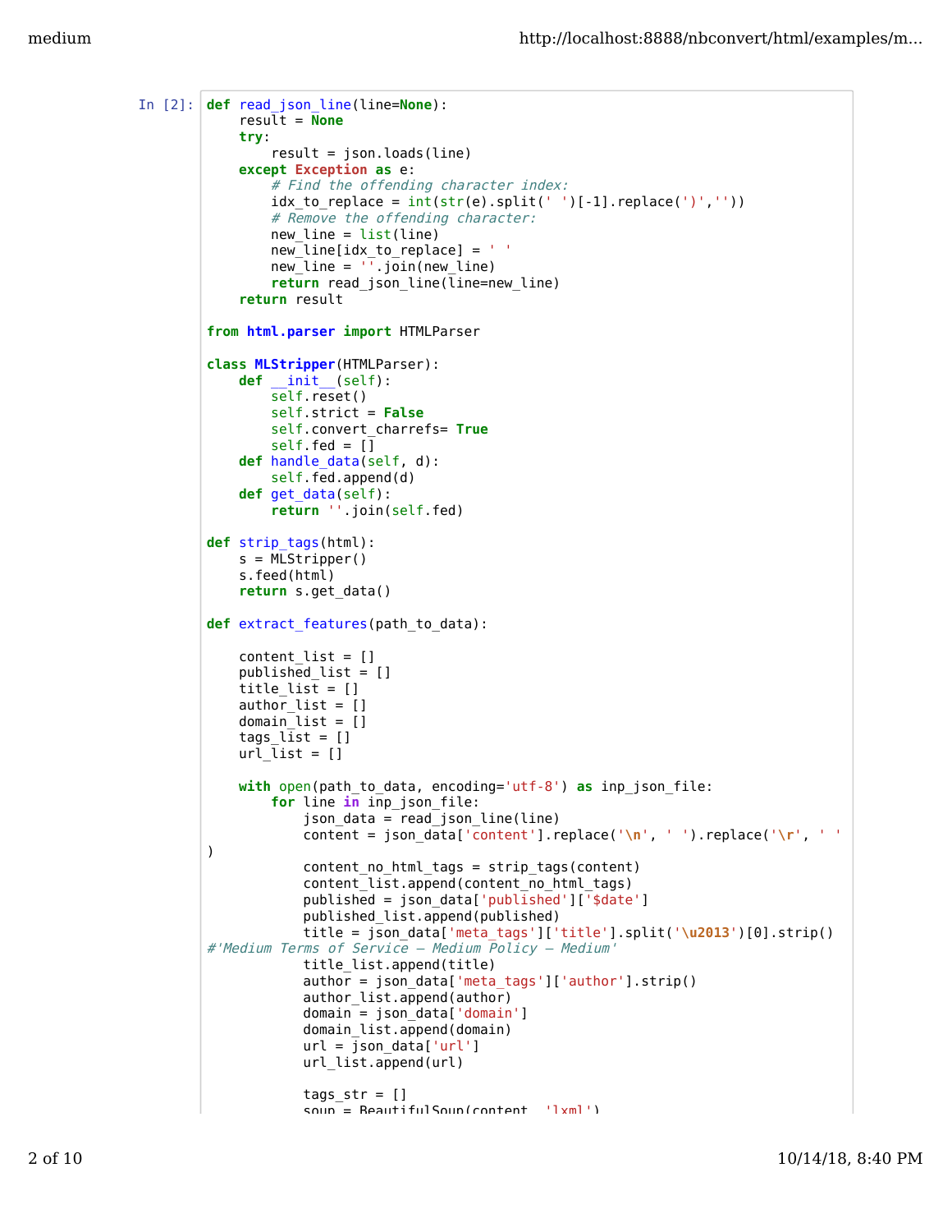In [2]:

```
def read_json_line(line=None):
    result = None
    try:
        result = json.loads(line)
    except Exception as e:
        # Find the offending character index:
        idx_to_replace = int(str(e).split(' ')[-1].replace(')',''))
        # Remove the offending character:
        new_line = list(line)
        new_line[idx_to_replace] = ' '
        new_line = ''.join(new_line)
        return read_json_line(line=new_line)
    return result

from html.parser import HTMLParser

class MLStripper(HTMLParser):
    def __init__(self):
        self.reset()
        self.strict = False
        self.convert_charrefs= True
        self.fed = []
    def handle_data(self, d):
        self.fed.append(d)
    def get_data(self):
        return ''.join(self.fed)

def strip_tags(html):
    s = MLStripper()
    s.feed(html)
    return s.get_data()

def extract_features(path_to_data):

    content_list = []
    published_list = []
    title_list = []
    author_list = []
    domain_list = []
    tags_list = []
    url_list = []

    with open(path_to_data, encoding='utf-8') as inp_json_file:
        for line in inp_json_file:
            json_data = read_json_line(line)
            content = json_data['content'].replace('\n', ' ').replace('\r', ' '
)
            content_no_html_tags = strip_tags(content)
            content_list.append(content_no_html_tags)
            published = json_data['published']['$date']
            published_list.append(published)
            title = json_data['meta_tags']['title'].split('\u2013')[0].strip()
#'Medium Terms of Service – Medium Policy – Medium'
            title_list.append(title)
            author = json_data['meta_tags']['author'].strip()
            author_list.append(author)
            domain = json_data['domain']
            domain_list.append(domain)
            url = json_data['url']
            url_list.append(url)

            tags_str = []
            soup = BeautifulSoup(content, 'lxml')
```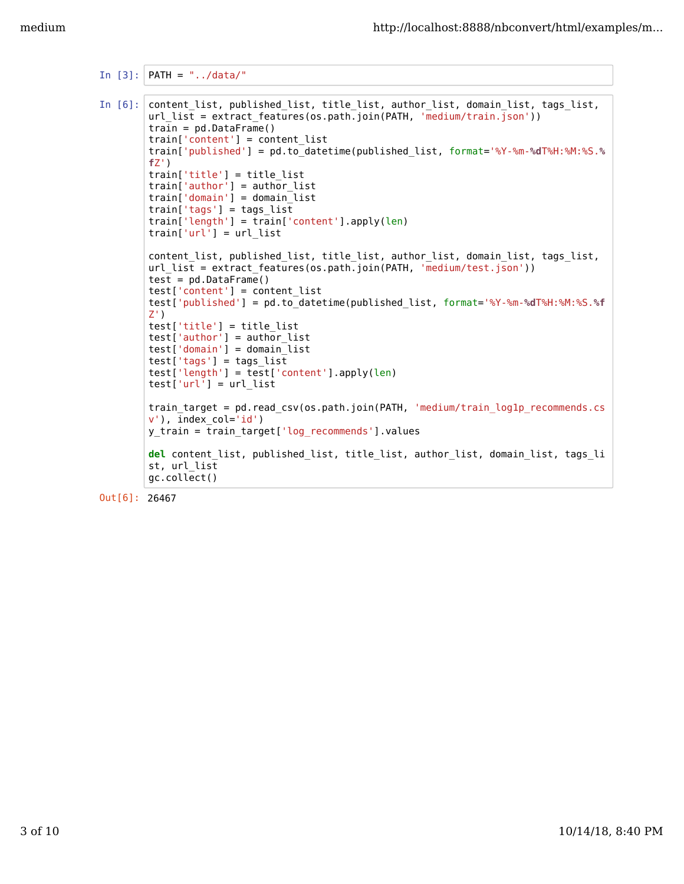In [3]:

```
PATH = "../data/"
```

In [6]:

```
content_list, published_list, title_list, author_list, domain_list, tags_list,
url_list = extract_features(os.path.join(PATH, 'medium/train.json'))
train = pd.DataFrame()
train['content'] = content_list
train['published'] = pd.to_datetime(published_list, format='%Y-%m-%dT%H:%M:%S.%fZ')
train['title'] = title_list
train['author'] = author_list
train['domain'] = domain_list
train['tags'] = tags_list
train['length'] = train['content'].apply(len)
train['url'] = url_list

content_list, published_list, title_list, author_list, domain_list, tags_list,
url_list = extract_features(os.path.join(PATH, 'medium/test.json'))
test = pd.DataFrame()
test['content'] = content_list
test['published'] = pd.to_datetime(published_list, format='%Y-%m-%dT%H:%M:%S.%fZ')
test['title'] = title_list
test['author'] = author_list
test['domain'] = domain_list
test['tags'] = tags_list
test['length'] = test['content'].apply(len)
test['url'] = url_list

train_target = pd.read_csv(os.path.join(PATH, 'medium/train_log1p_recommends.csv'), index_col='id')
y_train = train_target['log_recommends'].values

del content_list, published_list, title_list, author_list, domain_list, tags_list, url_list
gc.collect()
```

Out[6]: 26467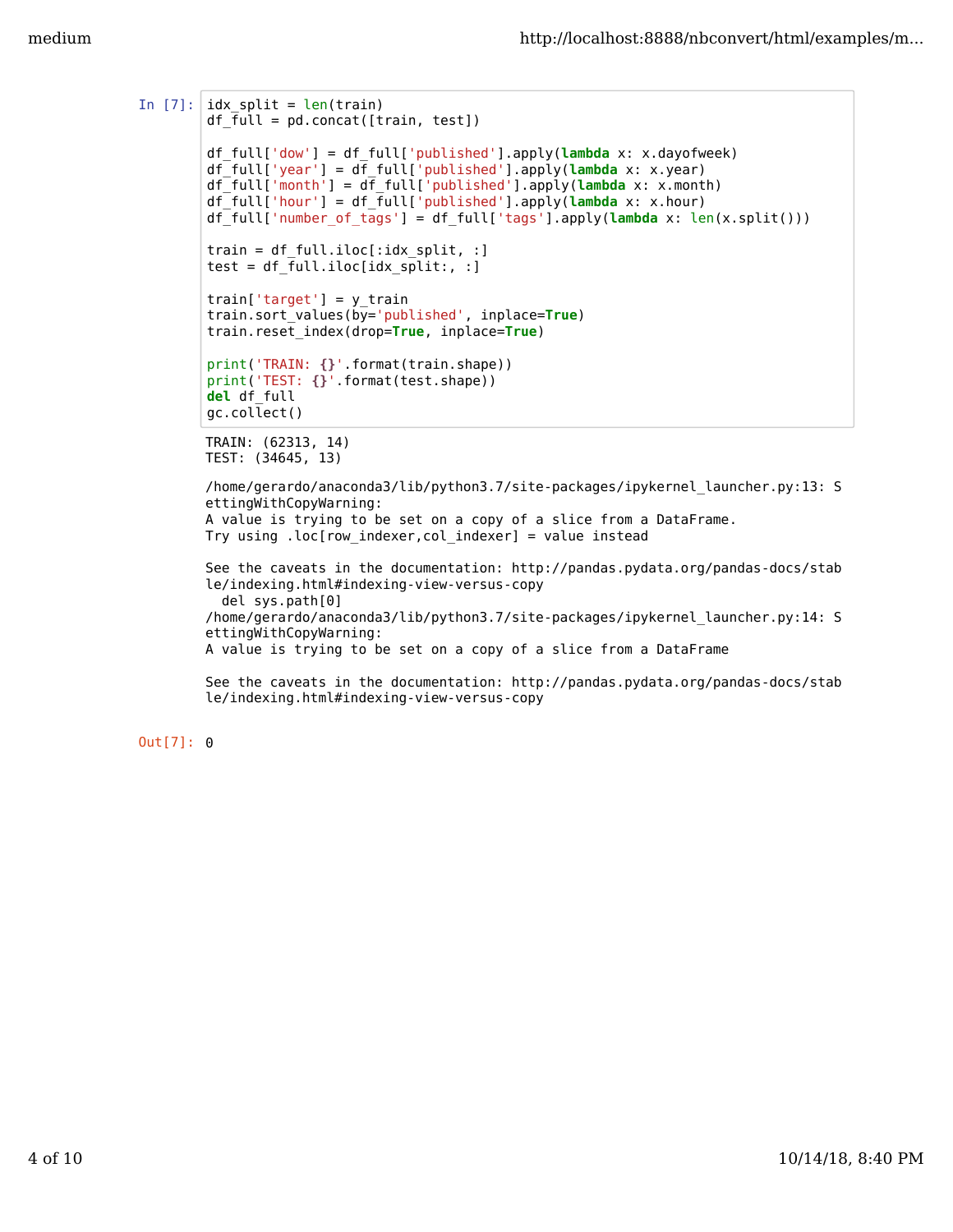In [7]:

```
idx_split = len(train)
df_full = pd.concat([train, test])

df_full['dow'] = df_full['published'].apply(lambda x: x.dayofweek)
df_full['year'] = df_full['published'].apply(lambda x: x.year)
df_full['month'] = df_full['published'].apply(lambda x: x.month)
df_full['hour'] = df_full['published'].apply(lambda x: x.hour)
df_full['number_of_tags'] = df_full['tags'].apply(lambda x: len(x.split()))

train = df_full.iloc[:idx_split, :]
test = df_full.iloc[idx_split:, :]

train['target'] = y_train
train.sort_values(by='published', inplace=True)
train.reset_index(drop=True, inplace=True)

print('TRAIN: {}'.format(train.shape))
print('TEST: {}'.format(test.shape))
del df_full
gc.collect()
```

```
TRAIN: (62313, 14)
TEST: (34645, 13)

/home/gerardo/anaconda3/lib/python3.7/site-packages/ipykernel_launcher.py:13: SettingWithCopyWarning:
A value is trying to be set on a copy of a slice from a DataFrame.
Try using .loc[row_indexer,col_indexer] = value instead

See the caveats in the documentation: http://pandas.pydata.org/pandas-docs/stable/indexing.html#indexing-view-versus-copy
  del sys.path[0]
/home/gerardo/anaconda3/lib/python3.7/site-packages/ipykernel_launcher.py:14: SettingWithCopyWarning:
A value is trying to be set on a copy of a slice from a DataFrame

See the caveats in the documentation: http://pandas.pydata.org/pandas-docs/stable/indexing.html#indexing-view-versus-copy
```

Out[7]: 0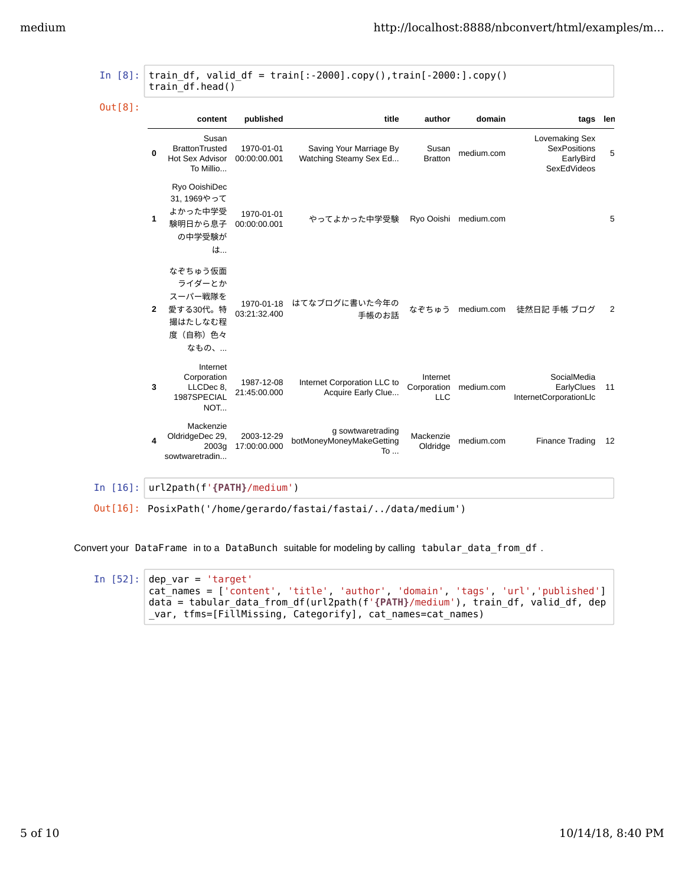In [8]:

```
train_df, valid_df = train[:-2000].copy(),train[-2000:].copy()
train_df.head()
```

Out[8]:

| | content | published | title | author | domain | tags | len |
|---|---|---|---|---|---|---|---|
| 0 | Susan BrattonTrusted Hot Sex Advisor To Millio... | 1970-01-01 00:00:00.001 | Saving Your Marriage By Watching Steamy Sex Ed... | Susan Bratton | medium.com | Lovemaking Sex SexPositions EarlyBird SexEdVideos | 5 |
| 1 | Ryo OoishiDec 31, 1969やってよかった中学受験明日から息子の中学受験がは... | 1970-01-01 00:00:00.001 | やってよかった中学受験 | Ryo Ooishi | medium.com | | 5 |
| 2 | なぞちゅう仮面ライダーとかスーパー戦隊を愛する30代。特撮はたしなむ程度（自称）色々なもの、... | 1970-01-18 03:21:32.400 | はてなブログに書いた今年の手帳のお話 | なぞちゅう | medium.com | 徒然日記 手帳 ブログ | 2 |
| 3 | Internet Corporation LLCDec 8, 1987SPECIAL NOT... | 1987-12-08 21:45:00.000 | Internet Corporation LLC to Acquire Early Clue... | Internet Corporation LLC | medium.com | SocialMedia EarlyClues InternetCorporationLlc | 11 |
| 4 | Mackenzie OldridgeDec 29, 2003g sowtwaretradin... | 2003-12-29 17:00:00.000 | g sowtwaretrading botMoneyMoneyMakeGetting To ... | Mackenzie Oldridge | medium.com | Finance Trading | 12 |

In [16]:

```
url2path(f'{PATH}/medium')
```

Out[16]: PosixPath('/home/gerardo/fastai/fastai/../data/medium')

Convert your `DataFrame` in to a `DataBunch` suitable for modeling by calling `tabular_data_from_df` .

In [52]:

```
dep_var = 'target'
cat_names = ['content', 'title', 'author', 'domain', 'tags', 'url','published']
data = tabular_data_from_df(url2path(f'{PATH}/medium'), train_df, valid_df, dep
_var, tfms=[FillMissing, Categorify], cat_names=cat_names)
```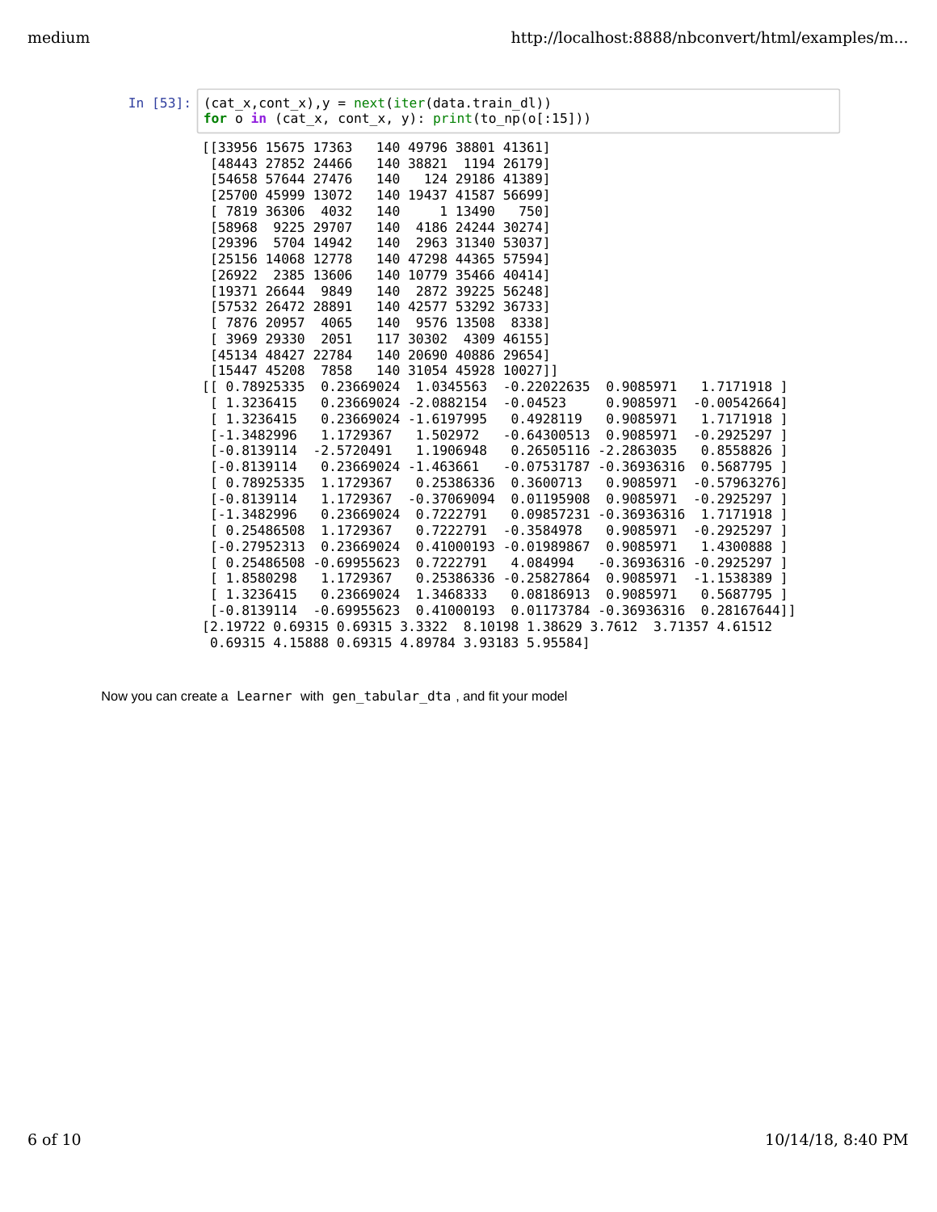```python
In [53]: (cat_x,cont_x),y = next(iter(data.train_dl))
         for o in (cat_x, cont_x, y): print(to_np(o[:15]))
```

```
[[33956 15675 17363   140 49796 38801 41361]
 [48443 27852 24466   140 38821  1194 26179]
 [54658 57644 27476   140   124 29186 41389]
 [25700 45999 13072   140 19437 41587 56699]
 [ 7819 36306  4032   140     1 13490   750]
 [58968  9225 29707   140  4186 24244 30274]
 [29396  5704 14942   140  2963 31340 53037]
 [25156 14068 12778   140 47298 44365 57594]
 [26922  2385 13606   140 10779 35466 40414]
 [19371 26644  9849   140  2872 39225 56248]
 [57532 26472 28891   140 42577 53292 36733]
 [ 7876 20957  4065   140  9576 13508  8338]
 [ 3969 29330  2051   117 30302  4309 46155]
 [45134 48427 22784   140 20690 40886 29654]
 [15447 45208  7858   140 31054 45928 10027]]
[[ 0.78925335  0.23669024  1.0345563  -0.22022635  0.9085971   1.7171918 ]
 [ 1.3236415   0.23669024 -2.0882154  -0.04523     0.9085971  -0.00542664]
 [ 1.3236415   0.23669024 -1.6197995   0.4928119   0.9085971   1.7171918 ]
 [-1.3482996   1.1729367   1.502972   -0.64300513  0.9085971  -0.2925297 ]
 [-0.8139114  -2.5720491   1.1906948   0.26505116 -2.2863035   0.8558826 ]
 [-0.8139114   0.23669024 -1.463661   -0.07531787 -0.36936316  0.5687795 ]
 [ 0.78925335  1.1729367   0.25386336  0.3600713   0.9085971  -0.57963276]
 [-0.8139114   1.1729367  -0.37069094  0.01195908  0.9085971  -0.2925297 ]
 [-1.3482996   0.23669024  0.7222791   0.09857231 -0.36936316  1.7171918 ]
 [ 0.25486508  1.1729367   0.7222791  -0.3584978   0.9085971  -0.2925297 ]
 [-0.27952313  0.23669024  0.41000193 -0.01989867  0.9085971   1.4300888 ]
 [ 0.25486508 -0.69955623  0.7222791   4.084994   -0.36936316 -0.2925297 ]
 [ 1.8580298   1.1729367   0.25386336 -0.25827864  0.9085971  -1.1538389 ]
 [ 1.3236415   0.23669024  1.3468333   0.08186913  0.9085971   0.5687795 ]
 [-0.8139114  -0.69955623  0.41000193  0.01173784 -0.36936316  0.28167644]]
[2.19722 0.69315 0.69315 3.3322  8.10198 1.38629 3.7612  3.71357 4.61512
 0.69315 4.15888 0.69315 4.89784 3.93183 5.95584]
```

Now you can create a `Learner` with `gen_tabular_dta`, and fit your model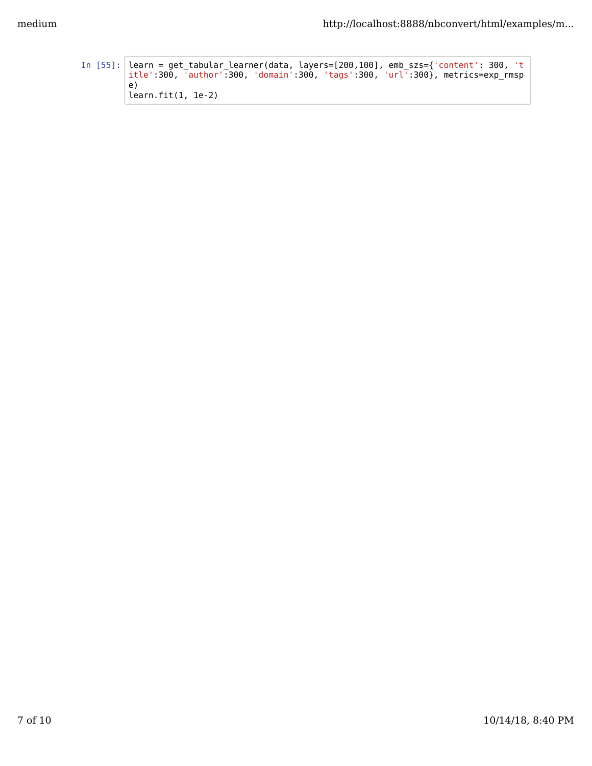In [55]:

```
learn = get_tabular_learner(data, layers=[200,100], emb_szs={'content': 300, 'title':300, 'author':300, 'domain':300, 'tags':300, 'url':300}, metrics=exp_rmspe)
learn.fit(1, 1e-2)
```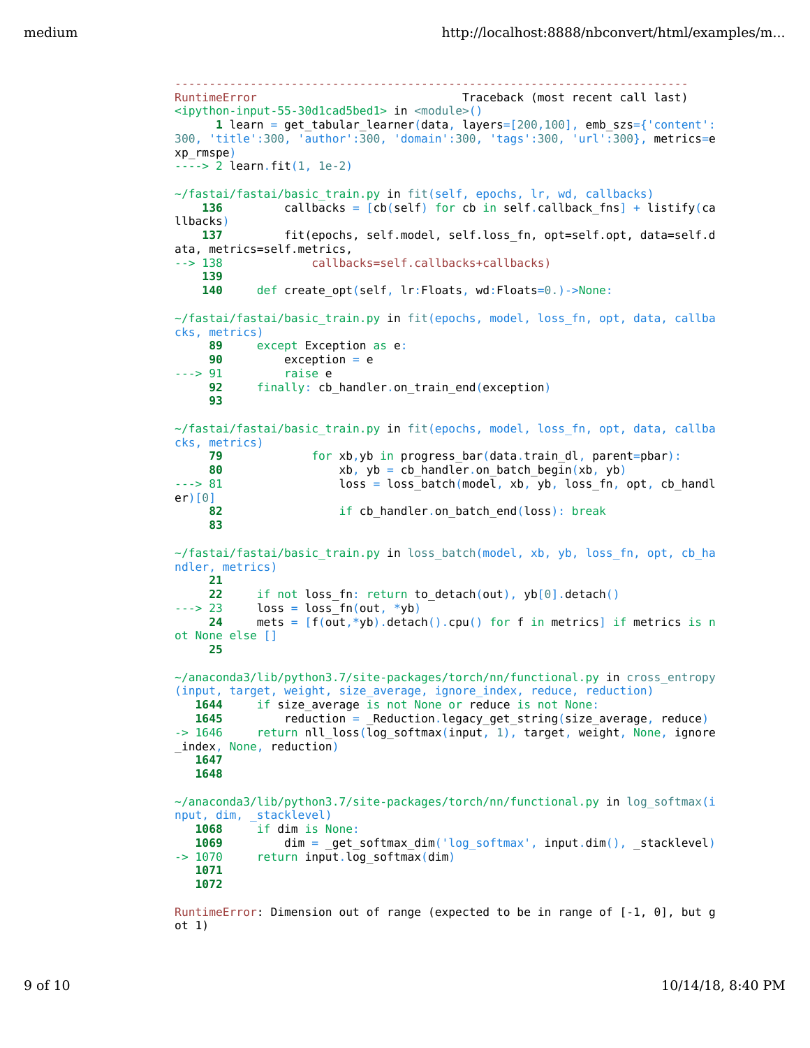```
---------------------------------------------------------------------------
RuntimeError                              Traceback (most recent call last)
<ipython-input-55-30d1cad5bed1> in <module>()
      1 learn = get_tabular_learner(data, layers=[200,100], emb_szs={'content':300, 'title':300, 'author':300, 'domain':300, 'tags':300, 'url':300}, metrics=exp_rmspe)
----> 2 learn.fit(1, 1e-2)

~/fastai/fastai/basic_train.py in fit(self, epochs, lr, wd, callbacks)
    136         callbacks = [cb(self) for cb in self.callback_fns] + listify(callbacks)
    137         fit(epochs, self.model, self.loss_fn, opt=self.opt, data=self.data, metrics=self.metrics,
--> 138             callbacks=self.callbacks+callbacks)
    139 
    140     def create_opt(self, lr:Floats, wd:Floats=0.)->None:

~/fastai/fastai/basic_train.py in fit(epochs, model, loss_fn, opt, data, callbacks, metrics)
     89     except Exception as e:
     90         exception = e
---> 91         raise e
     92     finally: cb_handler.on_train_end(exception)
     93 

~/fastai/fastai/basic_train.py in fit(epochs, model, loss_fn, opt, data, callbacks, metrics)
     79             for xb,yb in progress_bar(data.train_dl, parent=pbar):
     80                 xb, yb = cb_handler.on_batch_begin(xb, yb)
---> 81                 loss = loss_batch(model, xb, yb, loss_fn, opt, cb_handler)[0]
     82                 if cb_handler.on_batch_end(loss): break
     83 

~/fastai/fastai/basic_train.py in loss_batch(model, xb, yb, loss_fn, opt, cb_handler, metrics)
     21 
     22     if not loss_fn: return to_detach(out), yb[0].detach()
---> 23     loss = loss_fn(out, *yb)
     24     mets = [f(out,*yb).detach().cpu() for f in metrics] if metrics is not None else []
     25 

~/anaconda3/lib/python3.7/site-packages/torch/nn/functional.py in cross_entropy(input, target, weight, size_average, ignore_index, reduce, reduction)
   1644     if size_average is not None or reduce is not None:
   1645         reduction = _Reduction.legacy_get_string(size_average, reduce)
-> 1646     return nll_loss(log_softmax(input, 1), target, weight, None, ignore_index, None, reduction)
   1647 
   1648 

~/anaconda3/lib/python3.7/site-packages/torch/nn/functional.py in log_softmax(input, dim, _stacklevel)
   1068     if dim is None:
   1069         dim = _get_softmax_dim('log_softmax', input.dim(), _stacklevel)
-> 1070     return input.log_softmax(dim)
   1071 
   1072 

RuntimeError: Dimension out of range (expected to be in range of [-1, 0], but got 1)
```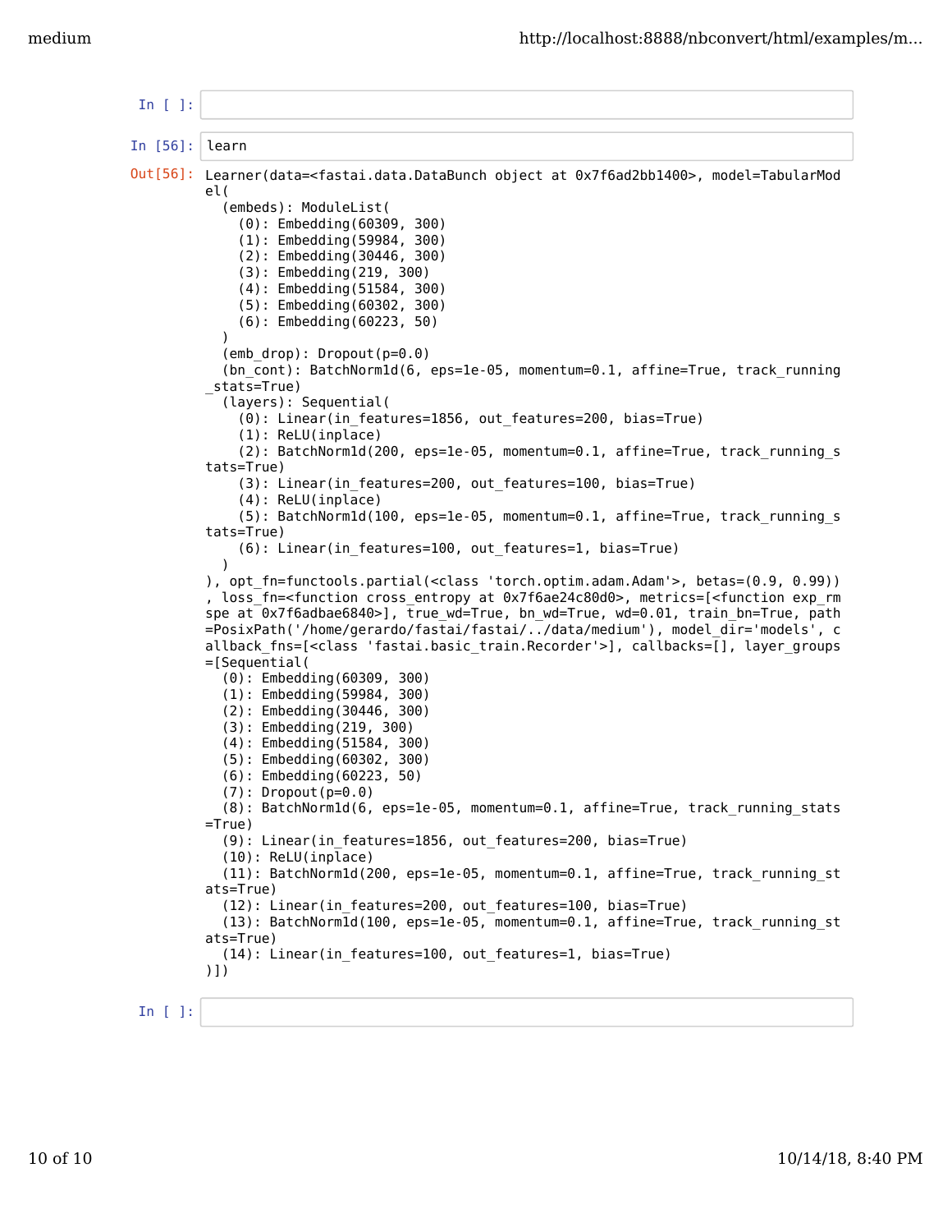In [ ]:

```

```

In [56]:

```
learn
```

Out[56]:

```
Learner(data=<fastai.data.DataBunch object at 0x7f6ad2bb1400>, model=TabularModel(
  (embeds): ModuleList(
    (0): Embedding(60309, 300)
    (1): Embedding(59984, 300)
    (2): Embedding(30446, 300)
    (3): Embedding(219, 300)
    (4): Embedding(51584, 300)
    (5): Embedding(60302, 300)
    (6): Embedding(60223, 50)
  )
  (emb_drop): Dropout(p=0.0)
  (bn_cont): BatchNorm1d(6, eps=1e-05, momentum=0.1, affine=True, track_running_stats=True)
  (layers): Sequential(
    (0): Linear(in_features=1856, out_features=200, bias=True)
    (1): ReLU(inplace)
    (2): BatchNorm1d(200, eps=1e-05, momentum=0.1, affine=True, track_running_stats=True)
    (3): Linear(in_features=200, out_features=100, bias=True)
    (4): ReLU(inplace)
    (5): BatchNorm1d(100, eps=1e-05, momentum=0.1, affine=True, track_running_stats=True)
    (6): Linear(in_features=100, out_features=1, bias=True)
  )
), opt_fn=functools.partial(<class 'torch.optim.adam.Adam'>, betas=(0.9, 0.99)), loss_fn=<function cross_entropy at 0x7f6ae24c80d0>, metrics=[<function exp_rmspe at 0x7f6adbae6840>], true_wd=True, bn_wd=True, wd=0.01, train_bn=True, path=PosixPath('/home/gerardo/fastai/fastai/../data/medium'), model_dir='models', callback_fns=[<class 'fastai.basic_train.Recorder'>], callbacks=[], layer_groups=[Sequential(
  (0): Embedding(60309, 300)
  (1): Embedding(59984, 300)
  (2): Embedding(30446, 300)
  (3): Embedding(219, 300)
  (4): Embedding(51584, 300)
  (5): Embedding(60302, 300)
  (6): Embedding(60223, 50)
  (7): Dropout(p=0.0)
  (8): BatchNorm1d(6, eps=1e-05, momentum=0.1, affine=True, track_running_stats=True)
  (9): Linear(in_features=1856, out_features=200, bias=True)
  (10): ReLU(inplace)
  (11): BatchNorm1d(200, eps=1e-05, momentum=0.1, affine=True, track_running_stats=True)
  (12): Linear(in_features=200, out_features=100, bias=True)
  (13): BatchNorm1d(100, eps=1e-05, momentum=0.1, affine=True, track_running_stats=True)
  (14): Linear(in_features=100, out_features=1, bias=True)
)])
```

In [ ]:

```

```